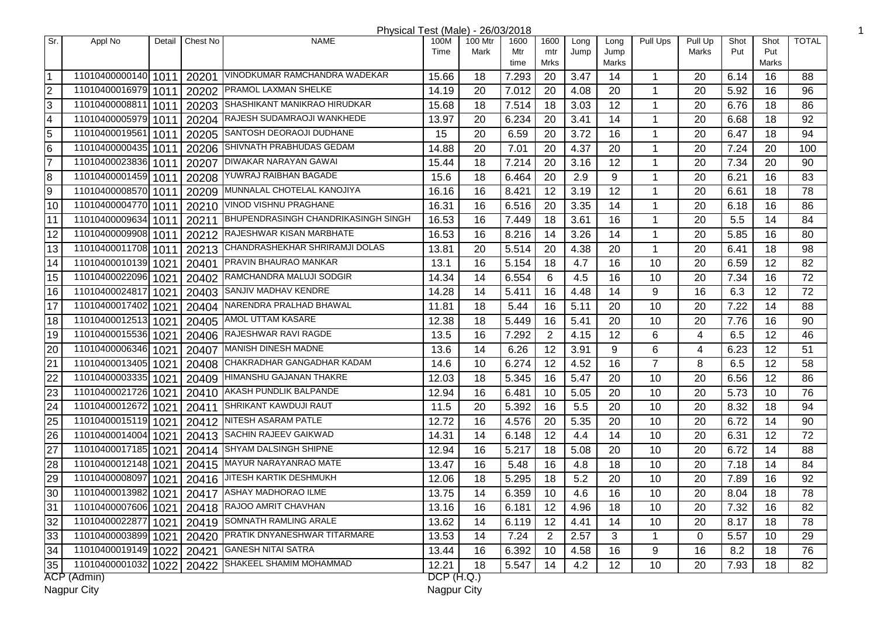# Physical Test (Male) - 26/03/2018

| Sr. | Appl No | Detail | Chest No | NAME | 100M Time | 100 Mtr Mark | 1600 Mtr time | 1600 mtr Mrks | Long Jump | Long Jump Marks | Pull Ups | Pull Up Marks | Shot Put | Shot Put Marks | TOTAL |
|---|---|---|---|---|---|---|---|---|---|---|---|---|---|---|---|
| 1 | 11010400000140 | 1011 | 20201 | VINODKUMAR RAMCHANDRA WADEKAR | 15.66 | 18 | 7.293 | 20 | 3.47 | 14 | 1 | 20 | 6.14 | 16 | 88 |
| 2 | 11010400016979 | 1011 | 20202 | PRAMOL LAXMAN SHELKE | 14.19 | 20 | 7.012 | 20 | 4.08 | 20 | 1 | 20 | 5.92 | 16 | 96 |
| 3 | 11010400008811 | 1011 | 20203 | SHASHIKANT MANIKRAO HIRUDKAR | 15.68 | 18 | 7.514 | 18 | 3.03 | 12 | 1 | 20 | 6.76 | 18 | 86 |
| 4 | 11010400005979 | 1011 | 20204 | RAJESH SUDAMRAOJI WANKHEDE | 13.97 | 20 | 6.234 | 20 | 3.41 | 14 | 1 | 20 | 6.68 | 18 | 92 |
| 5 | 11010400019561 | 1011 | 20205 | SANTOSH DEORAOJI DUDHANE | 15 | 20 | 6.59 | 20 | 3.72 | 16 | 1 | 20 | 6.47 | 18 | 94 |
| 6 | 11010400000435 | 1011 | 20206 | SHIVNATH PRABHUDAS GEDAM | 14.88 | 20 | 7.01 | 20 | 4.37 | 20 | 1 | 20 | 7.24 | 20 | 100 |
| 7 | 11010400023836 | 1011 | 20207 | DIWAKAR NARAYAN GAWAI | 15.44 | 18 | 7.214 | 20 | 3.16 | 12 | 1 | 20 | 7.34 | 20 | 90 |
| 8 | 11010400001459 | 1011 | 20208 | YUWRAJ RAIBHAN BAGADE | 15.6 | 18 | 6.464 | 20 | 2.9 | 9 | 1 | 20 | 6.21 | 16 | 83 |
| 9 | 11010400008570 | 1011 | 20209 | MUNNALAL CHOTELAL KANOJIYA | 16.16 | 16 | 8.421 | 12 | 3.19 | 12 | 1 | 20 | 6.61 | 18 | 78 |
| 10 | 11010400004770 | 1011 | 20210 | VINOD VISHNU PRAGHANE | 16.31 | 16 | 6.516 | 20 | 3.35 | 14 | 1 | 20 | 6.18 | 16 | 86 |
| 11 | 11010400009634 | 1011 | 20211 | BHUPENDRASINGH CHANDRIKASINGH SINGH | 16.53 | 16 | 7.449 | 18 | 3.61 | 16 | 1 | 20 | 5.5 | 14 | 84 |
| 12 | 11010400009908 | 1011 | 20212 | RAJESHWAR KISAN MARBHATE | 16.53 | 16 | 8.216 | 14 | 3.26 | 14 | 1 | 20 | 5.85 | 16 | 80 |
| 13 | 11010400011708 | 1011 | 20213 | CHANDRASHEKHAR SHRIRAMJI DOLAS | 13.81 | 20 | 5.514 | 20 | 4.38 | 20 | 1 | 20 | 6.41 | 18 | 98 |
| 14 | 11010400010139 | 1021 | 20401 | PRAVIN BHAURAO MANKAR | 13.1 | 16 | 5.154 | 18 | 4.7 | 16 | 10 | 20 | 6.59 | 12 | 82 |
| 15 | 11010400022096 | 1021 | 20402 | RAMCHANDRA MALUJI SODGIR | 14.34 | 14 | 6.554 | 6 | 4.5 | 16 | 10 | 20 | 7.34 | 16 | 72 |
| 16 | 11010400024817 | 1021 | 20403 | SANJIV MADHAV KENDRE | 14.28 | 14 | 5.411 | 16 | 4.48 | 14 | 9 | 16 | 6.3 | 12 | 72 |
| 17 | 11010400017402 | 1021 | 20404 | NARENDRA PRALHAD BHAWAL | 11.81 | 18 | 5.44 | 16 | 5.11 | 20 | 10 | 20 | 7.22 | 14 | 88 |
| 18 | 11010400012513 | 1021 | 20405 | AMOL UTTAM KASARE | 12.38 | 18 | 5.449 | 16 | 5.41 | 20 | 10 | 20 | 7.76 | 16 | 90 |
| 19 | 11010400015536 | 1021 | 20406 | RAJESHWAR RAVI RAGDE | 13.5 | 16 | 7.292 | 2 | 4.15 | 12 | 6 | 4 | 6.5 | 12 | 46 |
| 20 | 11010400006346 | 1021 | 20407 | MANISH DINESH MADNE | 13.6 | 14 | 6.26 | 12 | 3.91 | 9 | 6 | 4 | 6.23 | 12 | 51 |
| 21 | 11010400013405 | 1021 | 20408 | CHAKRADHAR GANGADHAR KADAM | 14.6 | 10 | 6.274 | 12 | 4.52 | 16 | 7 | 8 | 6.5 | 12 | 58 |
| 22 | 11010400003335 | 1021 | 20409 | HIMANSHU GAJANAN THAKRE | 12.03 | 18 | 5.345 | 16 | 5.47 | 20 | 10 | 20 | 6.56 | 12 | 86 |
| 23 | 11010400021726 | 1021 | 20410 | AKASH PUNDLIK BALPANDE | 12.94 | 16 | 6.481 | 10 | 5.05 | 20 | 10 | 20 | 5.73 | 10 | 76 |
| 24 | 11010400012672 | 1021 | 20411 | SHRIKANT KAWDUJI RAUT | 11.5 | 20 | 5.392 | 16 | 5.5 | 20 | 10 | 20 | 8.32 | 18 | 94 |
| 25 | 11010400015119 | 1021 | 20412 | NITESH ASARAM PATLE | 12.72 | 16 | 4.576 | 20 | 5.35 | 20 | 10 | 20 | 6.72 | 14 | 90 |
| 26 | 11010400014004 | 1021 | 20413 | SACHIN RAJEEV GAIKWAD | 14.31 | 14 | 6.148 | 12 | 4.4 | 14 | 10 | 20 | 6.31 | 12 | 72 |
| 27 | 11010400017185 | 1021 | 20414 | SHYAM DALSINGH SHIPNE | 12.94 | 16 | 5.217 | 18 | 5.08 | 20 | 10 | 20 | 6.72 | 14 | 88 |
| 28 | 11010400012148 | 1021 | 20415 | MAYUR NARAYANRAO MATE | 13.47 | 16 | 5.48 | 16 | 4.8 | 18 | 10 | 20 | 7.18 | 14 | 84 |
| 29 | 11010400008097 | 1021 | 20416 | JITESH KARTIK DESHMUKH | 12.06 | 18 | 5.295 | 18 | 5.2 | 20 | 10 | 20 | 7.89 | 16 | 92 |
| 30 | 11010400013982 | 1021 | 20417 | ASHAY MADHORAO ILME | 13.75 | 14 | 6.359 | 10 | 4.6 | 16 | 10 | 20 | 8.04 | 18 | 78 |
| 31 | 11010400007606 | 1021 | 20418 | RAJOO AMRIT CHAVHAN | 13.16 | 16 | 6.181 | 12 | 4.96 | 18 | 10 | 20 | 7.32 | 16 | 82 |
| 32 | 11010400022877 | 1021 | 20419 | SOMNATH RAMLING ARALE | 13.62 | 14 | 6.119 | 12 | 4.41 | 14 | 10 | 20 | 8.17 | 18 | 78 |
| 33 | 11010400003899 | 1021 | 20420 | PRATIK DNYANESHWAR TITARMARE | 13.53 | 14 | 7.24 | 2 | 2.57 | 3 | 1 | 0 | 5.57 | 10 | 29 |
| 34 | 11010400019149 | 1022 | 20421 | GANESH NITAI SATRA | 13.44 | 16 | 6.392 | 10 | 4.58 | 16 | 9 | 16 | 8.2 | 18 | 76 |
| 35 | 11010400001032 | 1022 | 20422 | SHAKEEL SHAMIM MOHAMMAD | 12.21 | 18 | 5.547 | 14 | 4.2 | 12 | 10 | 20 | 7.93 | 18 | 82 |

ACP (Admin)
Nagpur City

DCP (H.Q.)
Nagpur City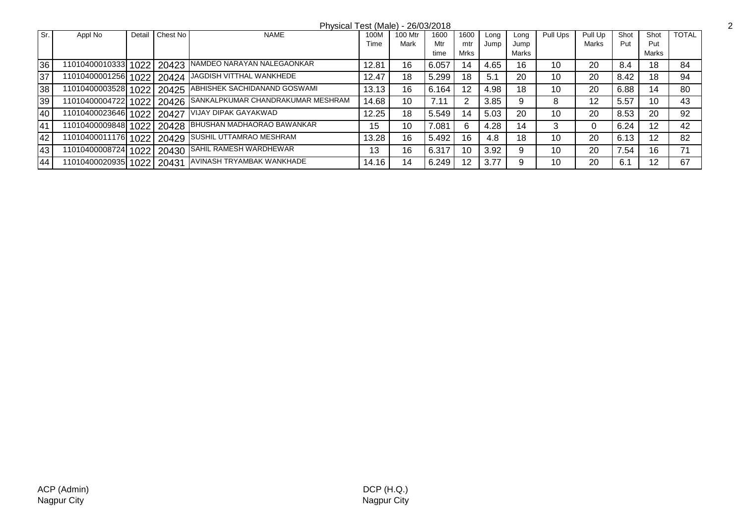Physical Test (Male) - 26/03/2018

| Sr. | Appl No | Detail | Chest No | NAME | 100M Time | 100 Mtr Mark | 1600 Mtr time | 1600 mtr Mrks | Long Jump | Long Jump Marks | Pull Ups | Pull Up Marks | Shot Put | Shot Put Marks | TOTAL |
|---|---|---|---|---|---|---|---|---|---|---|---|---|---|---|---|
| 36 | 11010400010333 | 1022 | 20423 | NAMDEO NARAYAN NALEGAONKAR | 12.81 | 16 | 6.057 | 14 | 4.65 | 16 | 10 | 20 | 8.4 | 18 | 84 |
| 37 | 11010400001256 | 1022 | 20424 | JAGDISH VITTHAL WANKHEDE | 12.47 | 18 | 5.299 | 18 | 5.1 | 20 | 10 | 20 | 8.42 | 18 | 94 |
| 38 | 11010400003528 | 1022 | 20425 | ABHISHEK SACHIDANAND GOSWAMI | 13.13 | 16 | 6.164 | 12 | 4.98 | 18 | 10 | 20 | 6.88 | 14 | 80 |
| 39 | 11010400004722 | 1022 | 20426 | SANKALPKUMAR CHANDRAKUMAR MESHRAM | 14.68 | 10 | 7.11 | 2 | 3.85 | 9 | 8 | 12 | 5.57 | 10 | 43 |
| 40 | 11010400023646 | 1022 | 20427 | VIJAY DIPAK GAYAKWAD | 12.25 | 18 | 5.549 | 14 | 5.03 | 20 | 10 | 20 | 8.53 | 20 | 92 |
| 41 | 11010400009848 | 1022 | 20428 | BHUSHAN MADHAORAO BAWANKAR | 15 | 10 | 7.081 | 6 | 4.28 | 14 | 3 | 0 | 6.24 | 12 | 42 |
| 42 | 11010400011176 | 1022 | 20429 | SUSHIL UTTAMRAO MESHRAM | 13.28 | 16 | 5.492 | 16 | 4.8 | 18 | 10 | 20 | 6.13 | 12 | 82 |
| 43 | 11010400008724 | 1022 | 20430 | SAHIL RAMESH WARDHEWAR | 13 | 16 | 6.317 | 10 | 3.92 | 9 | 10 | 20 | 7.54 | 16 | 71 |
| 44 | 11010400020935 | 1022 | 20431 | AVINASH TRYAMBAK WANKHADE | 14.16 | 14 | 6.249 | 12 | 3.77 | 9 | 10 | 20 | 6.1 | 12 | 67 |

ACP (Admin)
Nagpur City

DCP (H.Q.)
Nagpur City